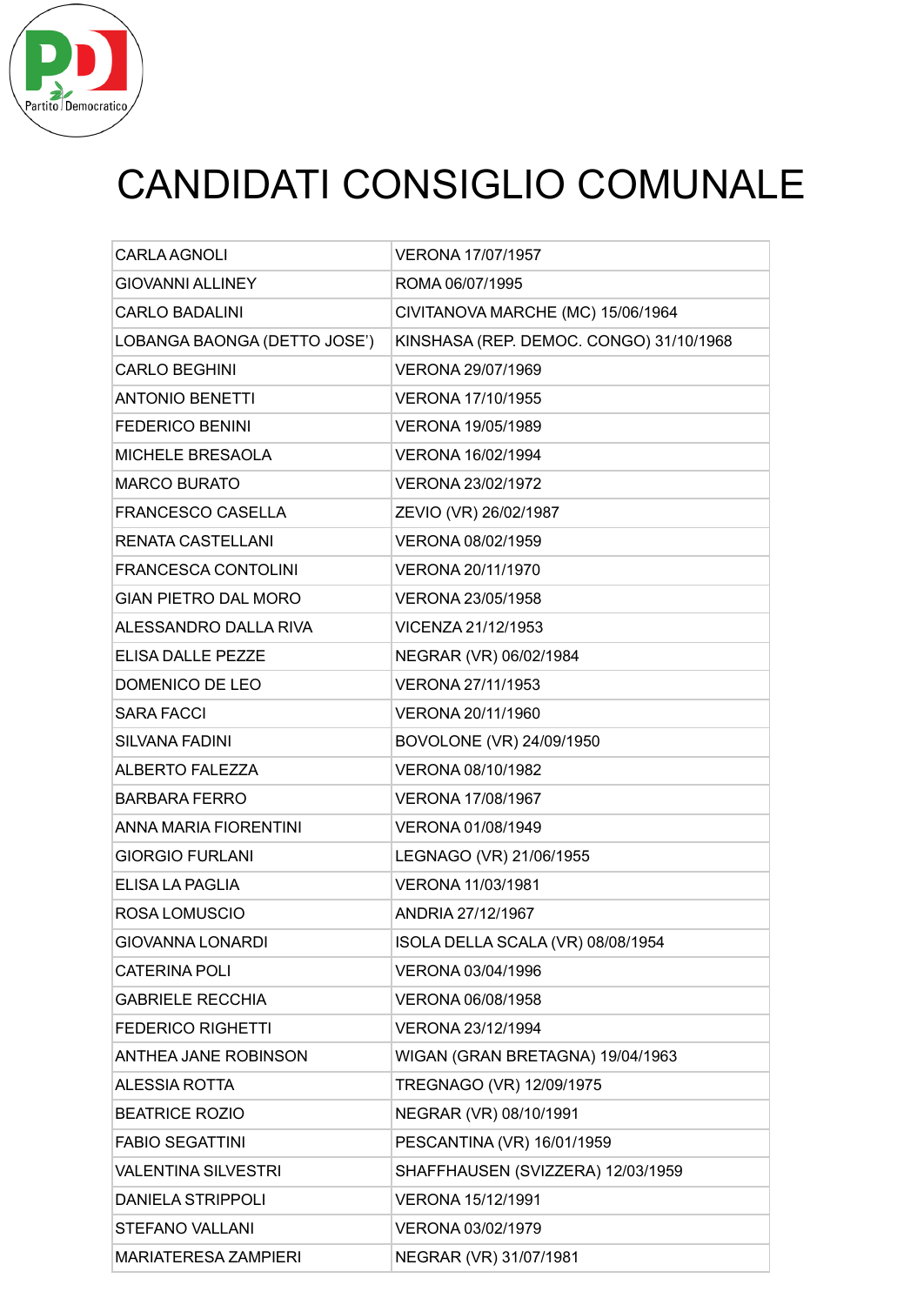# CANDIDATI CONSIGLIO COMUNALE

| | |
|---|---|
| CARLA AGNOLI | VERONA 17/07/1957 |
| GIOVANNI ALLINEY | ROMA 06/07/1995 |
| CARLO BADALINI | CIVITANOVA MARCHE (MC) 15/06/1964 |
| LOBANGA BAONGA (DETTO JOSE') | KINSHASA (REP. DEMOC. CONGO) 31/10/1968 |
| CARLO BEGHINI | VERONA 29/07/1969 |
| ANTONIO BENETTI | VERONA 17/10/1955 |
| FEDERICO BENINI | VERONA 19/05/1989 |
| MICHELE BRESAOLA | VERONA 16/02/1994 |
| MARCO BURATO | VERONA 23/02/1972 |
| FRANCESCO CASELLA | ZEVIO (VR) 26/02/1987 |
| RENATA CASTELLANI | VERONA 08/02/1959 |
| FRANCESCA CONTOLINI | VERONA 20/11/1970 |
| GIAN PIETRO DAL MORO | VERONA 23/05/1958 |
| ALESSANDRO DALLA RIVA | VICENZA 21/12/1953 |
| ELISA DALLE PEZZE | NEGRAR (VR) 06/02/1984 |
| DOMENICO DE LEO | VERONA 27/11/1953 |
| SARA FACCI | VERONA 20/11/1960 |
| SILVANA FADINI | BOVOLONE (VR) 24/09/1950 |
| ALBERTO FALEZZA | VERONA 08/10/1982 |
| BARBARA FERRO | VERONA 17/08/1967 |
| ANNA MARIA FIORENTINI | VERONA 01/08/1949 |
| GIORGIO FURLANI | LEGNAGO (VR) 21/06/1955 |
| ELISA LA PAGLIA | VERONA 11/03/1981 |
| ROSA LOMUSCIO | ANDRIA 27/12/1967 |
| GIOVANNA LONARDI | ISOLA DELLA SCALA (VR) 08/08/1954 |
| CATERINA POLI | VERONA 03/04/1996 |
| GABRIELE RECCHIA | VERONA 06/08/1958 |
| FEDERICO RIGHETTI | VERONA 23/12/1994 |
| ANTHEA JANE ROBINSON | WIGAN (GRAN BRETAGNA) 19/04/1963 |
| ALESSIA ROTTA | TREGNAGO (VR) 12/09/1975 |
| BEATRICE ROZIO | NEGRAR (VR) 08/10/1991 |
| FABIO SEGATTINI | PESCANTINA (VR) 16/01/1959 |
| VALENTINA SILVESTRI | SHAFFHAUSEN (SVIZZERA) 12/03/1959 |
| DANIELA STRIPPOLI | VERONA 15/12/1991 |
| STEFANO VALLANI | VERONA 03/02/1979 |
| MARIATERESA ZAMPIERI | NEGRAR (VR) 31/07/1981 |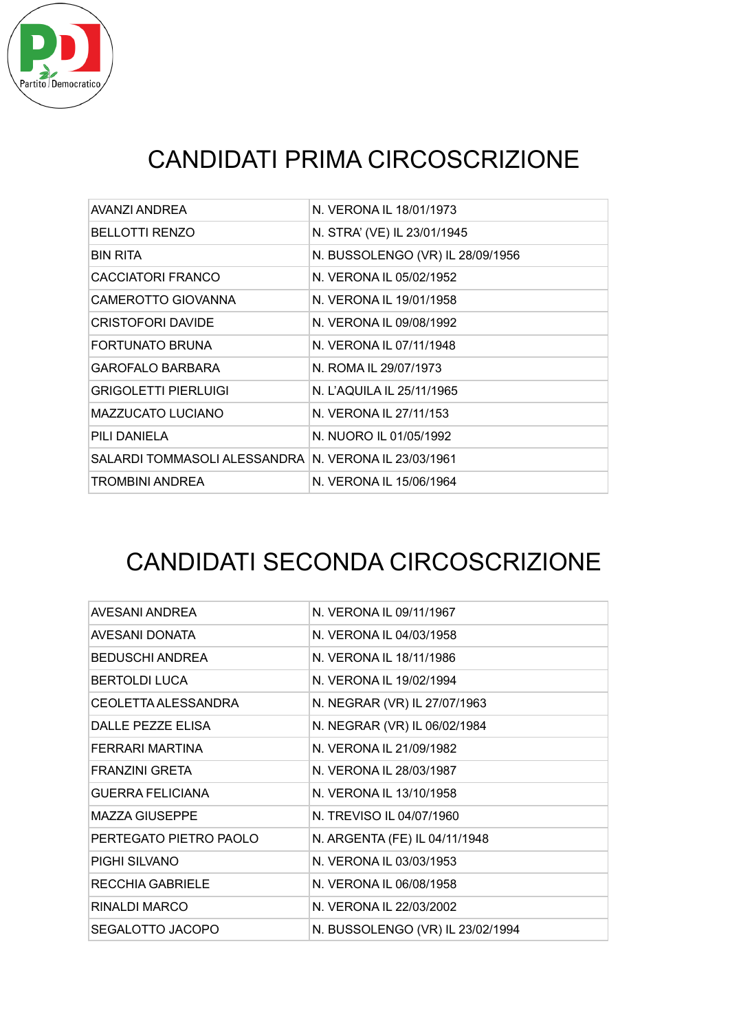# CANDIDATI PRIMA CIRCOSCRIZIONE

| | |
|---|---|
| AVANZI ANDREA | N. VERONA IL 18/01/1973 |
| BELLOTTI RENZO | N. STRA' (VE) IL 23/01/1945 |
| BIN RITA | N. BUSSOLENGO (VR) IL 28/09/1956 |
| CACCIATORI FRANCO | N. VERONA IL 05/02/1952 |
| CAMEROTTO GIOVANNA | N. VERONA IL 19/01/1958 |
| CRISTOFORI DAVIDE | N. VERONA IL 09/08/1992 |
| FORTUNATO BRUNA | N. VERONA IL 07/11/1948 |
| GAROFALO BARBARA | N. ROMA IL 29/07/1973 |
| GRIGOLETTI PIERLUIGI | N. L'AQUILA IL 25/11/1965 |
| MAZZUCATO LUCIANO | N. VERONA IL 27/11/153 |
| PILI DANIELA | N. NUORO IL 01/05/1992 |
| SALARDI TOMMASOLI ALESSANDRA | N. VERONA IL 23/03/1961 |
| TROMBINI ANDREA | N. VERONA IL 15/06/1964 |

# CANDIDATI SECONDA CIRCOSCRIZIONE

| | |
|---|---|
| AVESANI ANDREA | N. VERONA IL 09/11/1967 |
| AVESANI DONATA | N. VERONA IL 04/03/1958 |
| BEDUSCHI ANDREA | N. VERONA IL 18/11/1986 |
| BERTOLDI LUCA | N. VERONA IL 19/02/1994 |
| CEOLETTA ALESSANDRA | N. NEGRAR (VR) IL 27/07/1963 |
| DALLE PEZZE ELISA | N. NEGRAR (VR) IL 06/02/1984 |
| FERRARI MARTINA | N. VERONA IL 21/09/1982 |
| FRANZINI GRETA | N. VERONA IL 28/03/1987 |
| GUERRA FELICIANA | N. VERONA IL 13/10/1958 |
| MAZZA GIUSEPPE | N. TREVISO IL 04/07/1960 |
| PERTEGATO PIETRO PAOLO | N. ARGENTA (FE) IL 04/11/1948 |
| PIGHI SILVANO | N. VERONA IL 03/03/1953 |
| RECCHIA GABRIELE | N. VERONA IL 06/08/1958 |
| RINALDI MARCO | N. VERONA IL 22/03/2002 |
| SEGALOTTO JACOPO | N. BUSSOLENGO (VR) IL 23/02/1994 |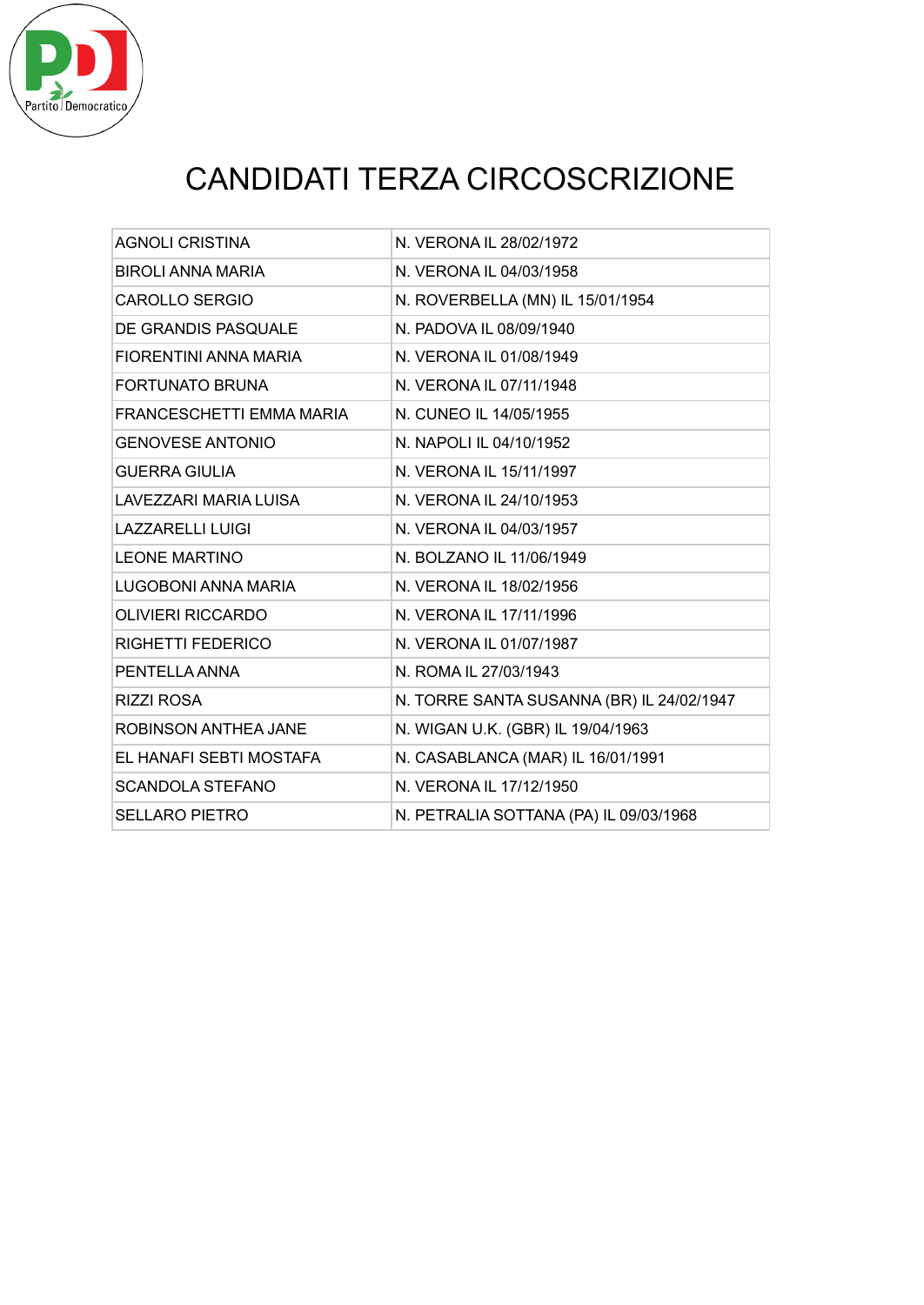# CANDIDATI TERZA CIRCOSCRIZIONE

| | |
|---|---|
| AGNOLI CRISTINA | N. VERONA IL 28/02/1972 |
| BIROLI ANNA MARIA | N. VERONA IL 04/03/1958 |
| CAROLLO SERGIO | N. ROVERBELLA (MN) IL 15/01/1954 |
| DE GRANDIS PASQUALE | N. PADOVA IL 08/09/1940 |
| FIORENTINI ANNA MARIA | N. VERONA IL 01/08/1949 |
| FORTUNATO BRUNA | N. VERONA IL 07/11/1948 |
| FRANCESCHETTI EMMA MARIA | N. CUNEO IL 14/05/1955 |
| GENOVESE ANTONIO | N. NAPOLI IL 04/10/1952 |
| GUERRA GIULIA | N. VERONA IL 15/11/1997 |
| LAVEZZARI MARIA LUISA | N. VERONA IL 24/10/1953 |
| LAZZARELLI LUIGI | N. VERONA IL 04/03/1957 |
| LEONE MARTINO | N. BOLZANO IL 11/06/1949 |
| LUGOBONI ANNA MARIA | N. VERONA IL 18/02/1956 |
| OLIVIERI RICCARDO | N. VERONA IL 17/11/1996 |
| RIGHETTI FEDERICO | N. VERONA IL 01/07/1987 |
| PENTELLA ANNA | N. ROMA IL 27/03/1943 |
| RIZZI ROSA | N. TORRE SANTA SUSANNA (BR) IL 24/02/1947 |
| ROBINSON ANTHEA JANE | N. WIGAN U.K. (GBR) IL 19/04/1963 |
| EL HANAFI SEBTI MOSTAFA | N. CASABLANCA (MAR) IL 16/01/1991 |
| SCANDOLA STEFANO | N. VERONA IL 17/12/1950 |
| SELLARO PIETRO | N. PETRALIA SOTTANA (PA) IL 09/03/1968 |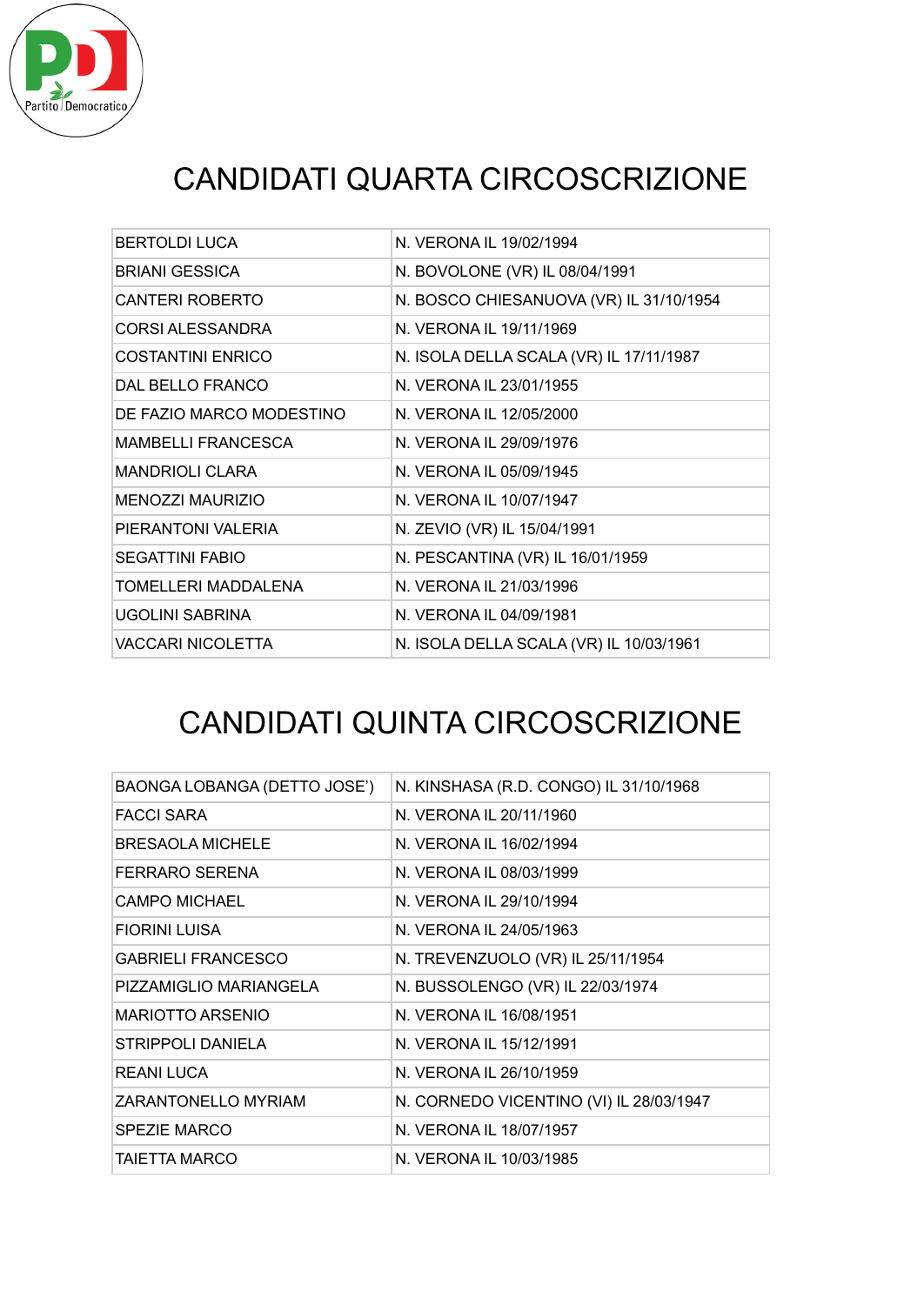# CANDIDATI QUARTA CIRCOSCRIZIONE

| | |
|---|---|
| BERTOLDI LUCA | N. VERONA IL 19/02/1994 |
| BRIANI GESSICA | N. BOVOLONE (VR) IL 08/04/1991 |
| CANTERI ROBERTO | N. BOSCO CHIESANUOVA (VR) IL 31/10/1954 |
| CORSI ALESSANDRA | N. VERONA IL 19/11/1969 |
| COSTANTINI ENRICO | N. ISOLA DELLA SCALA (VR) IL 17/11/1987 |
| DAL BELLO FRANCO | N. VERONA IL 23/01/1955 |
| DE FAZIO MARCO MODESTINO | N. VERONA IL 12/05/2000 |
| MAMBELLI FRANCESCA | N. VERONA IL 29/09/1976 |
| MANDRIOLI CLARA | N. VERONA IL 05/09/1945 |
| MENOZZI MAURIZIO | N. VERONA IL 10/07/1947 |
| PIERANTONI VALERIA | N. ZEVIO (VR) IL 15/04/1991 |
| SEGATTINI FABIO | N. PESCANTINA (VR) IL 16/01/1959 |
| TOMELLERI MADDALENA | N. VERONA IL 21/03/1996 |
| UGOLINI SABRINA | N. VERONA IL 04/09/1981 |
| VACCARI NICOLETTA | N. ISOLA DELLA SCALA (VR) IL 10/03/1961 |

# CANDIDATI QUINTA CIRCOSCRIZIONE

| | |
|---|---|
| BAONGA LOBANGA (DETTO JOSE') | N. KINSHASA (R.D. CONGO) IL 31/10/1968 |
| FACCI SARA | N. VERONA IL 20/11/1960 |
| BRESAOLA MICHELE | N. VERONA IL 16/02/1994 |
| FERRARO SERENA | N. VERONA IL 08/03/1999 |
| CAMPO MICHAEL | N. VERONA IL 29/10/1994 |
| FIORINI LUISA | N. VERONA IL 24/05/1963 |
| GABRIELI FRANCESCO | N. TREVENZUOLO (VR) IL 25/11/1954 |
| PIZZAMIGLIO MARIANGELA | N. BUSSOLENGO (VR) IL 22/03/1974 |
| MARIOTTO ARSENIO | N. VERONA IL 16/08/1951 |
| STRIPPOLI DANIELA | N. VERONA IL 15/12/1991 |
| REANI LUCA | N. VERONA IL 26/10/1959 |
| ZARANTONELLO MYRIAM | N. CORNEDO VICENTINO (VI) IL 28/03/1947 |
| SPEZIE MARCO | N. VERONA IL 18/07/1957 |
| TAIETTA MARCO | N. VERONA IL 10/03/1985 |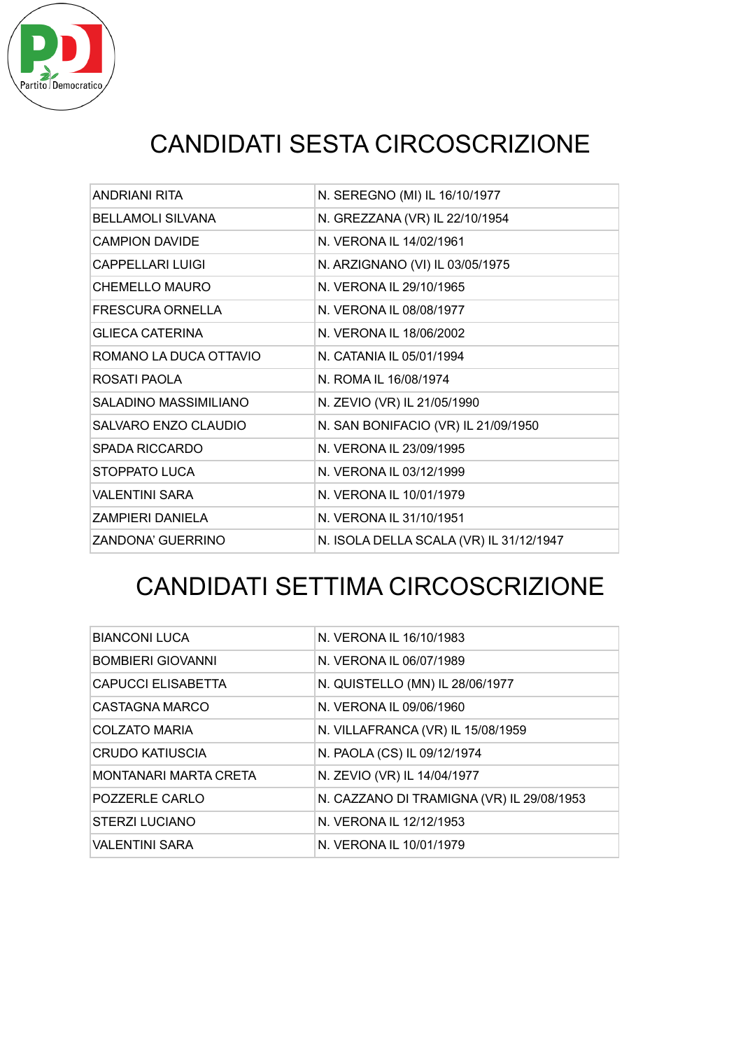# CANDIDATI SESTA CIRCOSCRIZIONE

| | |
|---|---|
| ANDRIANI RITA | N. SEREGNO (MI) IL 16/10/1977 |
| BELLAMOLI SILVANA | N. GREZZANA (VR) IL 22/10/1954 |
| CAMPION DAVIDE | N. VERONA IL 14/02/1961 |
| CAPPELLARI LUIGI | N. ARZIGNANO (VI) IL 03/05/1975 |
| CHEMELLO MAURO | N. VERONA IL 29/10/1965 |
| FRESCURA ORNELLA | N. VERONA IL 08/08/1977 |
| GLIECA CATERINA | N. VERONA IL 18/06/2002 |
| ROMANO LA DUCA OTTAVIO | N. CATANIA IL 05/01/1994 |
| ROSATI PAOLA | N. ROMA IL 16/08/1974 |
| SALADINO MASSIMILIANO | N. ZEVIO (VR) IL 21/05/1990 |
| SALVARO ENZO CLAUDIO | N. SAN BONIFACIO (VR) IL 21/09/1950 |
| SPADA RICCARDO | N. VERONA IL 23/09/1995 |
| STOPPATO LUCA | N. VERONA IL 03/12/1999 |
| VALENTINI SARA | N. VERONA IL 10/01/1979 |
| ZAMPIERI DANIELA | N. VERONA IL 31/10/1951 |
| ZANDONA' GUERRINO | N. ISOLA DELLA SCALA (VR) IL 31/12/1947 |

# CANDIDATI SETTIMA CIRCOSCRIZIONE

| | |
|---|---|
| BIANCONI LUCA | N. VERONA IL 16/10/1983 |
| BOMBIERI GIOVANNI | N. VERONA IL 06/07/1989 |
| CAPUCCI ELISABETTA | N. QUISTELLO (MN) IL 28/06/1977 |
| CASTAGNA MARCO | N. VERONA IL 09/06/1960 |
| COLZATO MARIA | N. VILLAFRANCA (VR) IL 15/08/1959 |
| CRUDO KATIUSCIA | N. PAOLA (CS) IL 09/12/1974 |
| MONTANARI MARTA CRETA | N. ZEVIO (VR) IL 14/04/1977 |
| POZZERLE CARLO | N. CAZZANO DI TRAMIGNA (VR) IL 29/08/1953 |
| STERZI LUCIANO | N. VERONA IL 12/12/1953 |
| VALENTINI SARA | N. VERONA IL 10/01/1979 |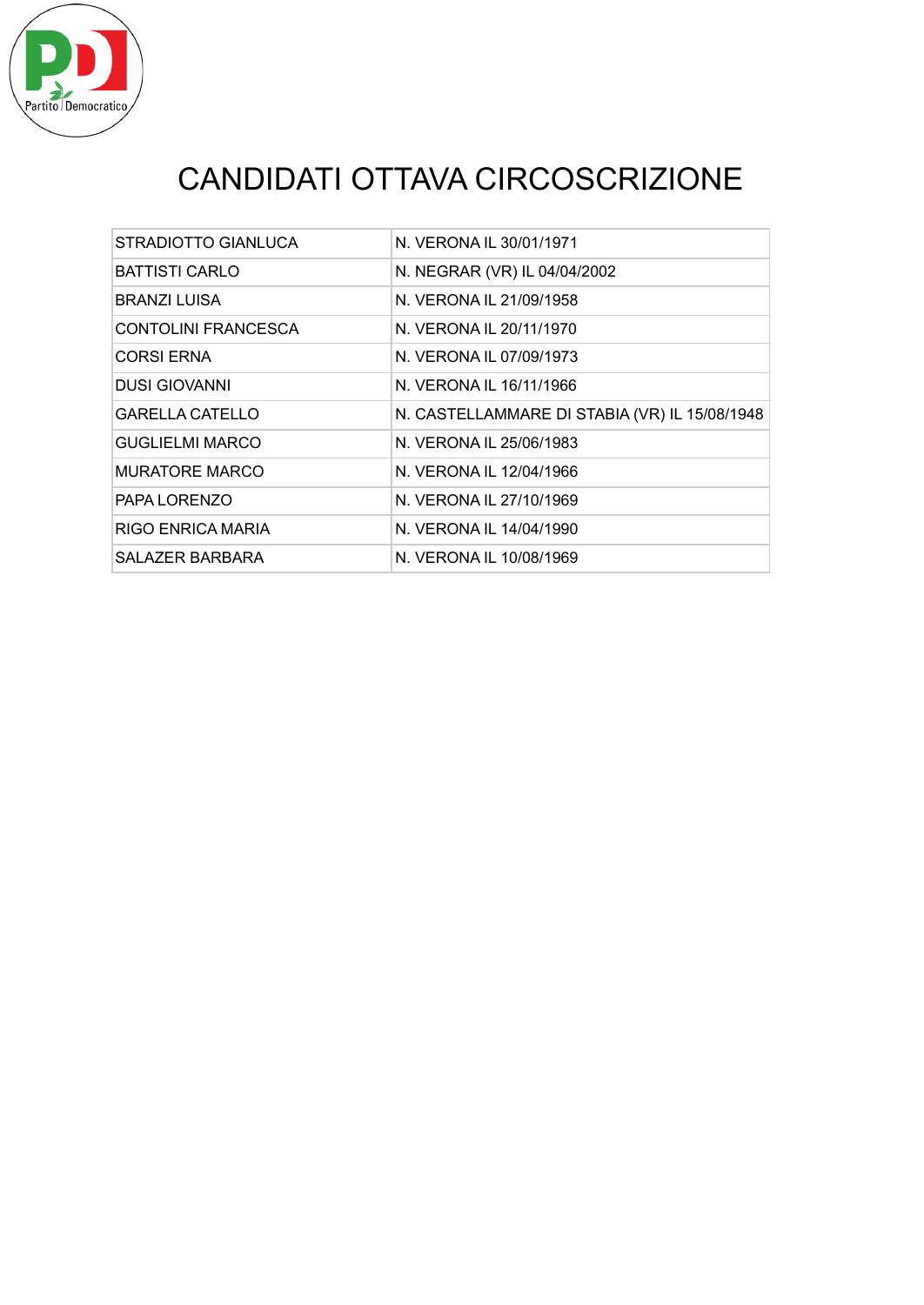# CANDIDATI OTTAVA CIRCOSCRIZIONE

| | |
|---|---|
| STRADIOTTO GIANLUCA | N. VERONA IL 30/01/1971 |
| BATTISTI CARLO | N. NEGRAR (VR) IL 04/04/2002 |
| BRANZI LUISA | N. VERONA IL 21/09/1958 |
| CONTOLINI FRANCESCA | N. VERONA IL 20/11/1970 |
| CORSI ERNA | N. VERONA IL 07/09/1973 |
| DUSI GIOVANNI | N. VERONA IL 16/11/1966 |
| GARELLA CATELLO | N. CASTELLAMMARE DI STABIA (VR) IL 15/08/1948 |
| GUGLIELMI MARCO | N. VERONA IL 25/06/1983 |
| MURATORE MARCO | N. VERONA IL 12/04/1966 |
| PAPA LORENZO | N. VERONA IL 27/10/1969 |
| RIGO ENRICA MARIA | N. VERONA IL 14/04/1990 |
| SALAZER BARBARA | N. VERONA IL 10/08/1969 |